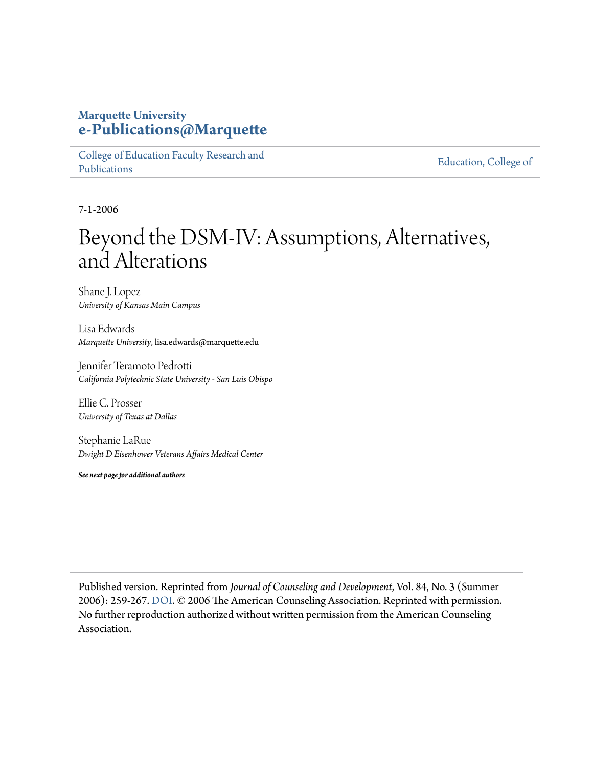**Marquette University**
**e-Publications@Marquette**

College of Education Faculty Research and Publications

Education, College of

7-1-2006

# Beyond the DSM-IV: Assumptions, Alternatives, and Alterations

Shane J. Lopez
*University of Kansas Main Campus*

Lisa Edwards
*Marquette University*, lisa.edwards@marquette.edu

Jennifer Teramoto Pedrotti
*California Polytechnic State University - San Luis Obispo*

Ellie C. Prosser
*University of Texas at Dallas*

Stephanie LaRue
*Dwight D Eisenhower Veterans Affairs Medical Center*

***See next page for additional authors***

Published version. Reprinted from *Journal of Counseling and Development*, Vol. 84, No. 3 (Summer 2006): 259-267. DOI. © 2006 The American Counseling Association. Reprinted with permission. No further reproduction authorized without written permission from the American Counseling Association.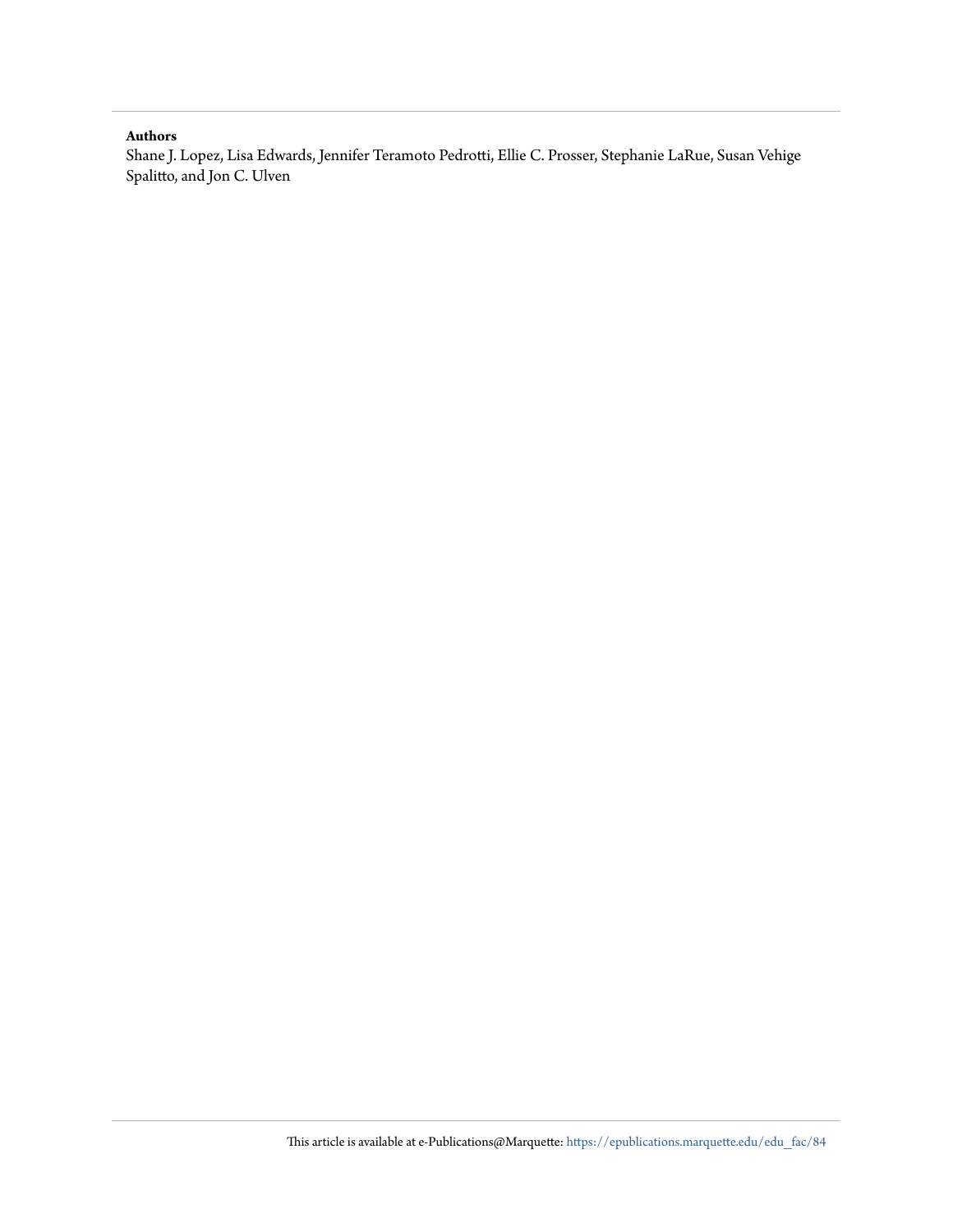**Authors**

Shane J. Lopez, Lisa Edwards, Jennifer Teramoto Pedrotti, Ellie C. Prosser, Stephanie LaRue, Susan Vehige Spalitto, and Jon C. Ulven

This article is available at e-Publications@Marquette: https://epublications.marquette.edu/edu_fac/84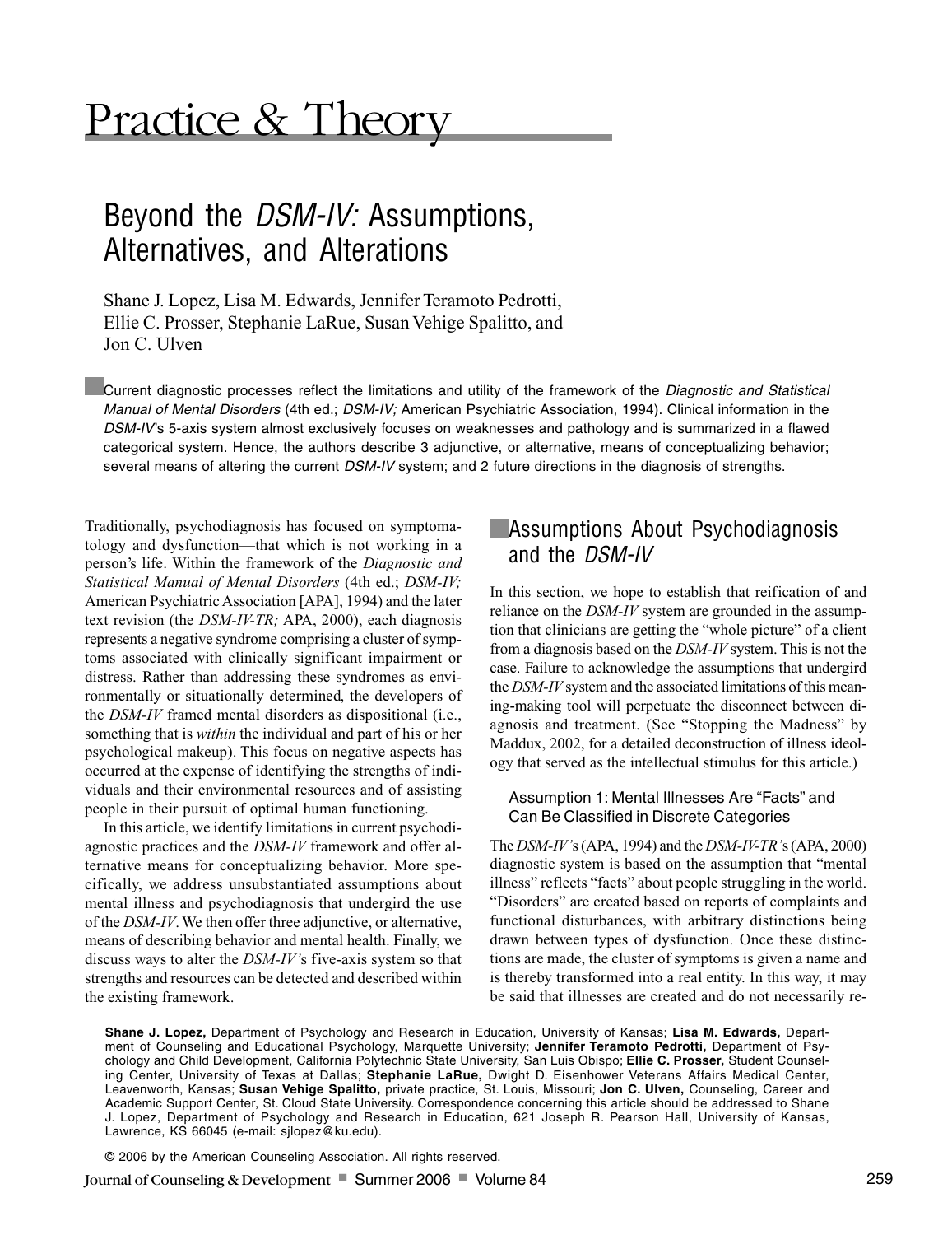# Practice & Theory

## Beyond the *DSM-IV:* Assumptions, Alternatives, and Alterations

Shane J. Lopez, Lisa M. Edwards, Jennifer Teramoto Pedrotti, Ellie C. Prosser, Stephanie LaRue, Susan Vehige Spalitto, and Jon C. Ulven

Current diagnostic processes reflect the limitations and utility of the framework of the *Diagnostic and Statistical Manual of Mental Disorders* (4th ed.; *DSM-IV;* American Psychiatric Association, 1994). Clinical information in the *DSM-IV*'s 5-axis system almost exclusively focuses on weaknesses and pathology and is summarized in a flawed categorical system. Hence, the authors describe 3 adjunctive, or alternative, means of conceptualizing behavior; several means of altering the current *DSM-IV* system; and 2 future directions in the diagnosis of strengths.

Traditionally, psychodiagnosis has focused on symptomatology and dysfunction—that which is not working in a person's life. Within the framework of the *Diagnostic and Statistical Manual of Mental Disorders* (4th ed.; *DSM-IV;* American Psychiatric Association [APA], 1994) and the later text revision (the *DSM-IV-TR;* APA, 2000), each diagnosis represents a negative syndrome comprising a cluster of symptoms associated with clinically significant impairment or distress. Rather than addressing these syndromes as environmentally or situationally determined, the developers of the *DSM-IV* framed mental disorders as dispositional (i.e., something that is *within* the individual and part of his or her psychological makeup). This focus on negative aspects has occurred at the expense of identifying the strengths of individuals and their environmental resources and of assisting people in their pursuit of optimal human functioning.

In this article, we identify limitations in current psychodiagnostic practices and the *DSM-IV* framework and offer alternative means for conceptualizing behavior. More specifically, we address unsubstantiated assumptions about mental illness and psychodiagnosis that undergird the use of the *DSM-IV*. We then offer three adjunctive, or alternative, means of describing behavior and mental health. Finally, we discuss ways to alter the *DSM-IV*'s five-axis system so that strengths and resources can be detected and described within the existing framework.

## Assumptions About Psychodiagnosis and the *DSM-IV*

In this section, we hope to establish that reification of and reliance on the *DSM-IV* system are grounded in the assumption that clinicians are getting the "whole picture" of a client from a diagnosis based on the *DSM-IV* system. This is not the case. Failure to acknowledge the assumptions that undergird the *DSM-IV* system and the associated limitations of this meaning-making tool will perpetuate the disconnect between diagnosis and treatment. (See "Stopping the Madness" by Maddux, 2002, for a detailed deconstruction of illness ideology that served as the intellectual stimulus for this article.)

### Assumption 1: Mental Illnesses Are "Facts" and Can Be Classified in Discrete Categories

The *DSM-IV*'s (APA, 1994) and the *DSM-IV-TR*'s (APA, 2000) diagnostic system is based on the assumption that "mental illness" reflects "facts" about people struggling in the world. "Disorders" are created based on reports of complaints and functional disturbances, with arbitrary distinctions being drawn between types of dysfunction. Once these distinctions are made, the cluster of symptoms is given a name and is thereby transformed into a real entity. In this way, it may be said that illnesses are created and do not necessarily re-

**Shane J. Lopez,** Department of Psychology and Research in Education, University of Kansas; **Lisa M. Edwards,** Department of Counseling and Educational Psychology, Marquette University; **Jennifer Teramoto Pedrotti,** Department of Psychology and Child Development, California Polytechnic State University, San Luis Obispo; **Ellie C. Prosser,** Student Counseling Center, University of Texas at Dallas; **Stephanie LaRue,** Dwight D. Eisenhower Veterans Affairs Medical Center, Leavenworth, Kansas; **Susan Vehige Spalitto,** private practice, St. Louis, Missouri; **Jon C. Ulven,** Counseling, Career and Academic Support Center, St. Cloud State University. Correspondence concerning this article should be addressed to Shane J. Lopez, Department of Psychology and Research in Education, 621 Joseph R. Pearson Hall, University of Kansas, Lawrence, KS 66045 (e-mail: sjlopez@ku.edu).

© 2006 by the American Counseling Association. All rights reserved.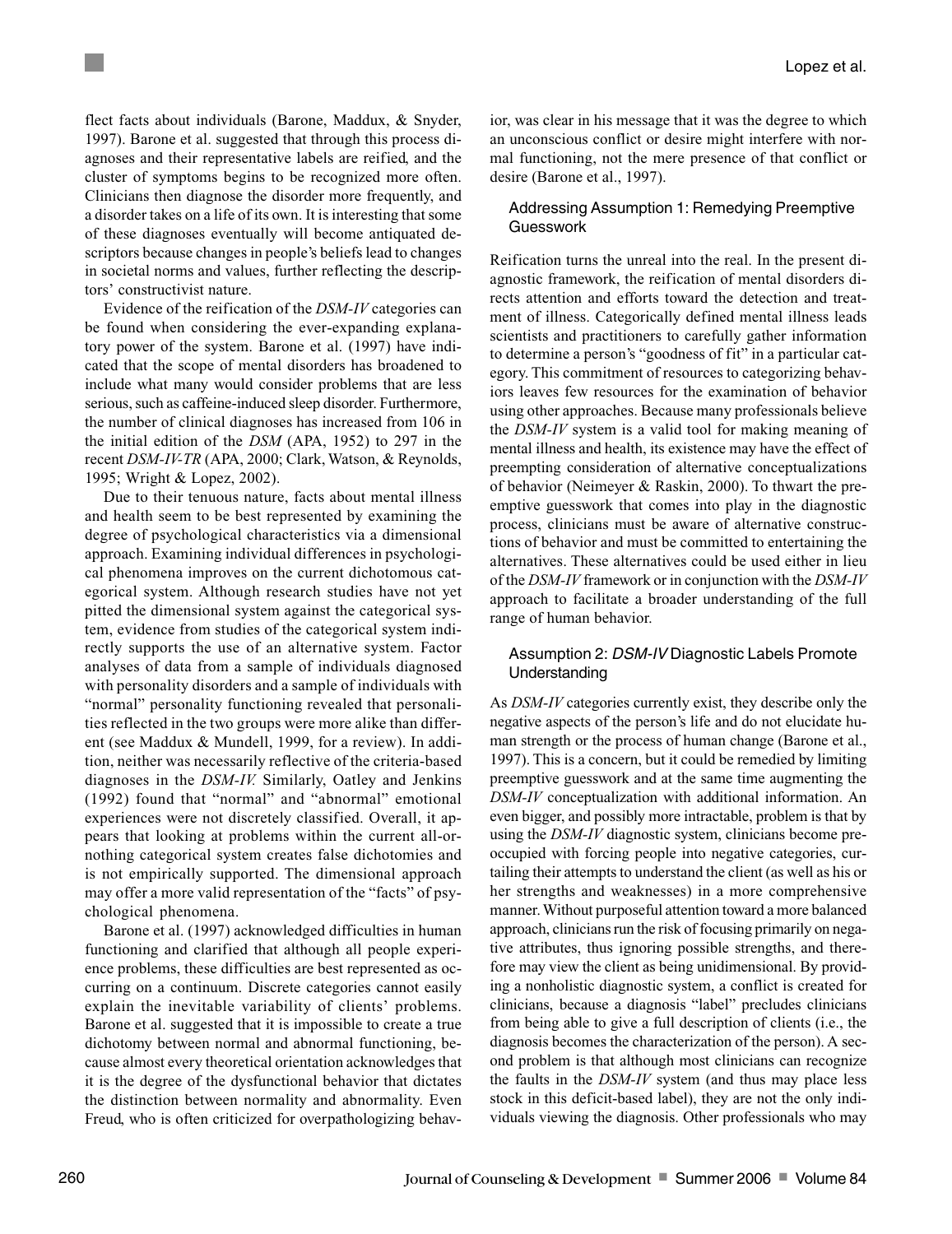flect facts about individuals (Barone, Maddux, & Snyder, 1997). Barone et al. suggested that through this process diagnoses and their representative labels are reified, and the cluster of symptoms begins to be recognized more often. Clinicians then diagnose the disorder more frequently, and a disorder takes on a life of its own. It is interesting that some of these diagnoses eventually will become antiquated descriptors because changes in people's beliefs lead to changes in societal norms and values, further reflecting the descriptors' constructivist nature.

Evidence of the reification of the *DSM-IV* categories can be found when considering the ever-expanding explanatory power of the system. Barone et al. (1997) have indicated that the scope of mental disorders has broadened to include what many would consider problems that are less serious, such as caffeine-induced sleep disorder. Furthermore, the number of clinical diagnoses has increased from 106 in the initial edition of the *DSM* (APA, 1952) to 297 in the recent *DSM-IV-TR* (APA, 2000; Clark, Watson, & Reynolds, 1995; Wright & Lopez, 2002).

Due to their tenuous nature, facts about mental illness and health seem to be best represented by examining the degree of psychological characteristics via a dimensional approach. Examining individual differences in psychological phenomena improves on the current dichotomous categorical system. Although research studies have not yet pitted the dimensional system against the categorical system, evidence from studies of the categorical system indirectly supports the use of an alternative system. Factor analyses of data from a sample of individuals diagnosed with personality disorders and a sample of individuals with "normal" personality functioning revealed that personalities reflected in the two groups were more alike than different (see Maddux & Mundell, 1999, for a review). In addition, neither was necessarily reflective of the criteria-based diagnoses in the *DSM-IV.* Similarly, Oatley and Jenkins (1992) found that "normal" and "abnormal" emotional experiences were not discretely classified. Overall, it appears that looking at problems within the current all-or-nothing categorical system creates false dichotomies and is not empirically supported. The dimensional approach may offer a more valid representation of the "facts" of psychological phenomena.

Barone et al. (1997) acknowledged difficulties in human functioning and clarified that although all people experience problems, these difficulties are best represented as occurring on a continuum. Discrete categories cannot easily explain the inevitable variability of clients' problems. Barone et al. suggested that it is impossible to create a true dichotomy between normal and abnormal functioning, because almost every theoretical orientation acknowledges that it is the degree of the dysfunctional behavior that dictates the distinction between normality and abnormality. Even Freud, who is often criticized for overpathologizing behavior, was clear in his message that it was the degree to which an unconscious conflict or desire might interfere with normal functioning, not the mere presence of that conflict or desire (Barone et al., 1997).

### Addressing Assumption 1: Remedying Preemptive Guesswork

Reification turns the unreal into the real. In the present diagnostic framework, the reification of mental disorders directs attention and efforts toward the detection and treatment of illness. Categorically defined mental illness leads scientists and practitioners to carefully gather information to determine a person's "goodness of fit" in a particular category. This commitment of resources to categorizing behaviors leaves few resources for the examination of behavior using other approaches. Because many professionals believe the *DSM-IV* system is a valid tool for making meaning of mental illness and health, its existence may have the effect of preempting consideration of alternative conceptualizations of behavior (Neimeyer & Raskin, 2000). To thwart the preemptive guesswork that comes into play in the diagnostic process, clinicians must be aware of alternative constructions of behavior and must be committed to entertaining the alternatives. These alternatives could be used either in lieu of the *DSM-IV* framework or in conjunction with the *DSM-IV* approach to facilitate a broader understanding of the full range of human behavior.

### Assumption 2: *DSM-IV* Diagnostic Labels Promote Understanding

As *DSM-IV* categories currently exist, they describe only the negative aspects of the person's life and do not elucidate human strength or the process of human change (Barone et al., 1997). This is a concern, but it could be remedied by limiting preemptive guesswork and at the same time augmenting the *DSM-IV* conceptualization with additional information. An even bigger, and possibly more intractable, problem is that by using the *DSM-IV* diagnostic system, clinicians become preoccupied with forcing people into negative categories, curtailing their attempts to understand the client (as well as his or her strengths and weaknesses) in a more comprehensive manner. Without purposeful attention toward a more balanced approach, clinicians run the risk of focusing primarily on negative attributes, thus ignoring possible strengths, and therefore may view the client as being unidimensional. By providing a nonholistic diagnostic system, a conflict is created for clinicians, because a diagnosis "label" precludes clinicians from being able to give a full description of clients (i.e., the diagnosis becomes the characterization of the person). A second problem is that although most clinicians can recognize the faults in the *DSM-IV* system (and thus may place less stock in this deficit-based label), they are not the only individuals viewing the diagnosis. Other professionals who may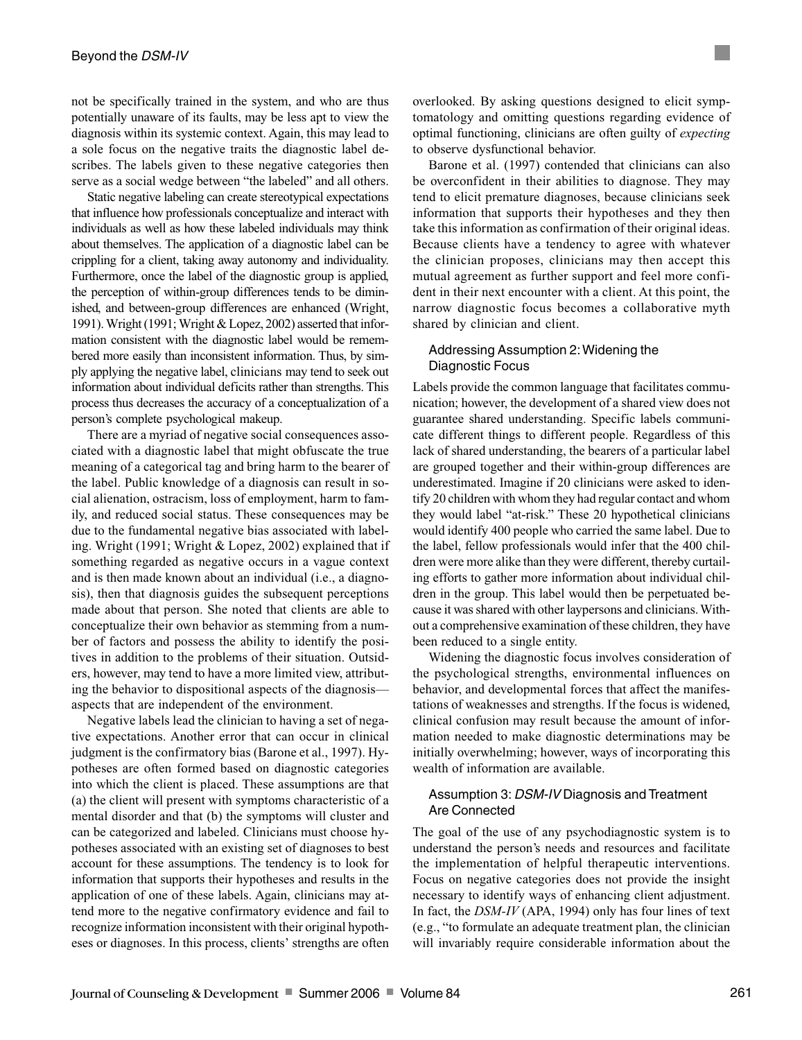not be specifically trained in the system, and who are thus potentially unaware of its faults, may be less apt to view the diagnosis within its systemic context. Again, this may lead to a sole focus on the negative traits the diagnostic label describes. The labels given to these negative categories then serve as a social wedge between "the labeled" and all others.

Static negative labeling can create stereotypical expectations that influence how professionals conceptualize and interact with individuals as well as how these labeled individuals may think about themselves. The application of a diagnostic label can be crippling for a client, taking away autonomy and individuality. Furthermore, once the label of the diagnostic group is applied, the perception of within-group differences tends to be diminished, and between-group differences are enhanced (Wright, 1991). Wright (1991; Wright & Lopez, 2002) asserted that information consistent with the diagnostic label would be remembered more easily than inconsistent information. Thus, by simply applying the negative label, clinicians may tend to seek out information about individual deficits rather than strengths. This process thus decreases the accuracy of a conceptualization of a person's complete psychological makeup.

There are a myriad of negative social consequences associated with a diagnostic label that might obfuscate the true meaning of a categorical tag and bring harm to the bearer of the label. Public knowledge of a diagnosis can result in social alienation, ostracism, loss of employment, harm to family, and reduced social status. These consequences may be due to the fundamental negative bias associated with labeling. Wright (1991; Wright & Lopez, 2002) explained that if something regarded as negative occurs in a vague context and is then made known about an individual (i.e., a diagnosis), then that diagnosis guides the subsequent perceptions made about that person. She noted that clients are able to conceptualize their own behavior as stemming from a number of factors and possess the ability to identify the positives in addition to the problems of their situation. Outsiders, however, may tend to have a more limited view, attributing the behavior to dispositional aspects of the diagnosis—aspects that are independent of the environment.

Negative labels lead the clinician to having a set of negative expectations. Another error that can occur in clinical judgment is the confirmatory bias (Barone et al., 1997). Hypotheses are often formed based on diagnostic categories into which the client is placed. These assumptions are that (a) the client will present with symptoms characteristic of a mental disorder and that (b) the symptoms will cluster and can be categorized and labeled. Clinicians must choose hypotheses associated with an existing set of diagnoses to best account for these assumptions. The tendency is to look for information that supports their hypotheses and results in the application of one of these labels. Again, clinicians may attend more to the negative confirmatory evidence and fail to recognize information inconsistent with their original hypotheses or diagnoses. In this process, clients' strengths are often overlooked. By asking questions designed to elicit symptomatology and omitting questions regarding evidence of optimal functioning, clinicians are often guilty of *expecting* to observe dysfunctional behavior.

Barone et al. (1997) contended that clinicians can also be overconfident in their abilities to diagnose. They may tend to elicit premature diagnoses, because clinicians seek information that supports their hypotheses and they then take this information as confirmation of their original ideas. Because clients have a tendency to agree with whatever the clinician proposes, clinicians may then accept this mutual agreement as further support and feel more confident in their next encounter with a client. At this point, the narrow diagnostic focus becomes a collaborative myth shared by clinician and client.

### Addressing Assumption 2: Widening the Diagnostic Focus

Labels provide the common language that facilitates communication; however, the development of a shared view does not guarantee shared understanding. Specific labels communicate different things to different people. Regardless of this lack of shared understanding, the bearers of a particular label are grouped together and their within-group differences are underestimated. Imagine if 20 clinicians were asked to identify 20 children with whom they had regular contact and whom they would label "at-risk." These 20 hypothetical clinicians would identify 400 people who carried the same label. Due to the label, fellow professionals would infer that the 400 children were more alike than they were different, thereby curtailing efforts to gather more information about individual children in the group. This label would then be perpetuated because it was shared with other laypersons and clinicians. Without a comprehensive examination of these children, they have been reduced to a single entity.

Widening the diagnostic focus involves consideration of the psychological strengths, environmental influences on behavior, and developmental forces that affect the manifestations of weaknesses and strengths. If the focus is widened, clinical confusion may result because the amount of information needed to make diagnostic determinations may be initially overwhelming; however, ways of incorporating this wealth of information are available.

### Assumption 3: *DSM-IV* Diagnosis and Treatment Are Connected

The goal of the use of any psychodiagnostic system is to understand the person's needs and resources and facilitate the implementation of helpful therapeutic interventions. Focus on negative categories does not provide the insight necessary to identify ways of enhancing client adjustment. In fact, the *DSM-IV* (APA, 1994) only has four lines of text (e.g., "to formulate an adequate treatment plan, the clinician will invariably require considerable information about the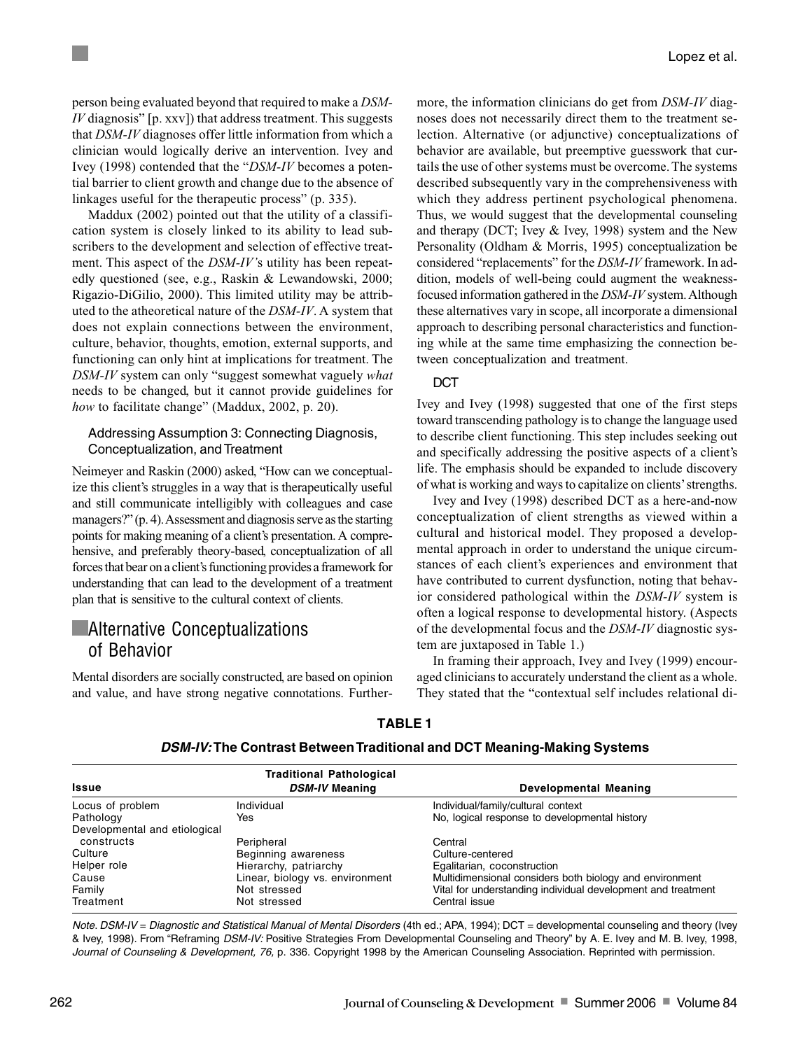person being evaluated beyond that required to make a *DSM-IV* diagnosis" [p. xxv]) that address treatment. This suggests that *DSM-IV* diagnoses offer little information from which a clinician would logically derive an intervention. Ivey and Ivey (1998) contended that the "*DSM-IV* becomes a potential barrier to client growth and change due to the absence of linkages useful for the therapeutic process" (p. 335).

Maddux (2002) pointed out that the utility of a classification system is closely linked to its ability to lead subscribers to the development and selection of effective treatment. This aspect of the *DSM-IV'*s utility has been repeatedly questioned (see, e.g., Raskin & Lewandowski, 2000; Rigazio-DiGilio, 2000). This limited utility may be attributed to the atheoretical nature of the *DSM-IV*. A system that does not explain connections between the environment, culture, behavior, thoughts, emotion, external supports, and functioning can only hint at implications for treatment. The *DSM-IV* system can only "suggest somewhat vaguely *what* needs to be changed, but it cannot provide guidelines for *how* to facilitate change" (Maddux, 2002, p. 20).

### Addressing Assumption 3: Connecting Diagnosis, Conceptualization, and Treatment

Neimeyer and Raskin (2000) asked, "How can we conceptualize this client's struggles in a way that is therapeutically useful and still communicate intelligibly with colleagues and case managers?" (p. 4). Assessment and diagnosis serve as the starting points for making meaning of a client's presentation. A comprehensive, and preferably theory-based, conceptualization of all forces that bear on a client's functioning provides a framework for understanding that can lead to the development of a treatment plan that is sensitive to the cultural context of clients.

## Alternative Conceptualizations of Behavior

Mental disorders are socially constructed, are based on opinion and value, and have strong negative connotations. Furthermore, the information clinicians do get from *DSM-IV* diagnoses does not necessarily direct them to the treatment selection. Alternative (or adjunctive) conceptualizations of behavior are available, but preemptive guesswork that curtails the use of other systems must be overcome. The systems described subsequently vary in the comprehensiveness with which they address pertinent psychological phenomena. Thus, we would suggest that the developmental counseling and therapy (DCT; Ivey & Ivey, 1998) system and the New Personality (Oldham & Morris, 1995) conceptualization be considered "replacements" for the *DSM-IV* framework. In addition, models of well-being could augment the weakness-focused information gathered in the *DSM-IV* system. Although these alternatives vary in scope, all incorporate a dimensional approach to describing personal characteristics and functioning while at the same time emphasizing the connection between conceptualization and treatment.

### DCT

Ivey and Ivey (1998) suggested that one of the first steps toward transcending pathology is to change the language used to describe client functioning. This step includes seeking out and specifically addressing the positive aspects of a client's life. The emphasis should be expanded to include discovery of what is working and ways to capitalize on clients' strengths.

Ivey and Ivey (1998) described DCT as a here-and-now conceptualization of client strengths as viewed within a cultural and historical model. They proposed a developmental approach in order to understand the unique circumstances of each client's experiences and environment that have contributed to current dysfunction, noting that behavior considered pathological within the *DSM-IV* system is often a logical response to developmental history. (Aspects of the developmental focus and the *DSM-IV* diagnostic system are juxtaposed in Table 1.)

In framing their approach, Ivey and Ivey (1999) encouraged clinicians to accurately understand the client as a whole. They stated that the "contextual self includes relational di-

**TABLE 1**

***DSM-IV:* The Contrast Between Traditional and DCT Meaning-Making Systems**

| Issue | Traditional Pathological *DSM-IV* Meaning | Developmental Meaning |
|---|---|---|
| Locus of problem | Individual | Individual/family/cultural context |
| Pathology | Yes | No, logical response to developmental history |
| Developmental and etiological constructs | Peripheral | Central |
| Culture | Beginning awareness | Culture-centered |
| Helper role | Hierarchy, patriarchy | Egalitarian, coconstruction |
| Cause | Linear, biology vs. environment | Multidimensional considers both biology and environment |
| Family | Not stressed | Vital for understanding individual development and treatment |
| Treatment | Not stressed | Central issue |

*Note. DSM-IV = Diagnostic and Statistical Manual of Mental Disorders* (4th ed.; APA, 1994); DCT = developmental counseling and theory (Ivey & Ivey, 1998). From "Reframing *DSM-IV:* Positive Strategies From Developmental Counseling and Theory" by A. E. Ivey and M. B. Ivey, 1998, *Journal of Counseling & Development, 76,* p. 336. Copyright 1998 by the American Counseling Association. Reprinted with permission.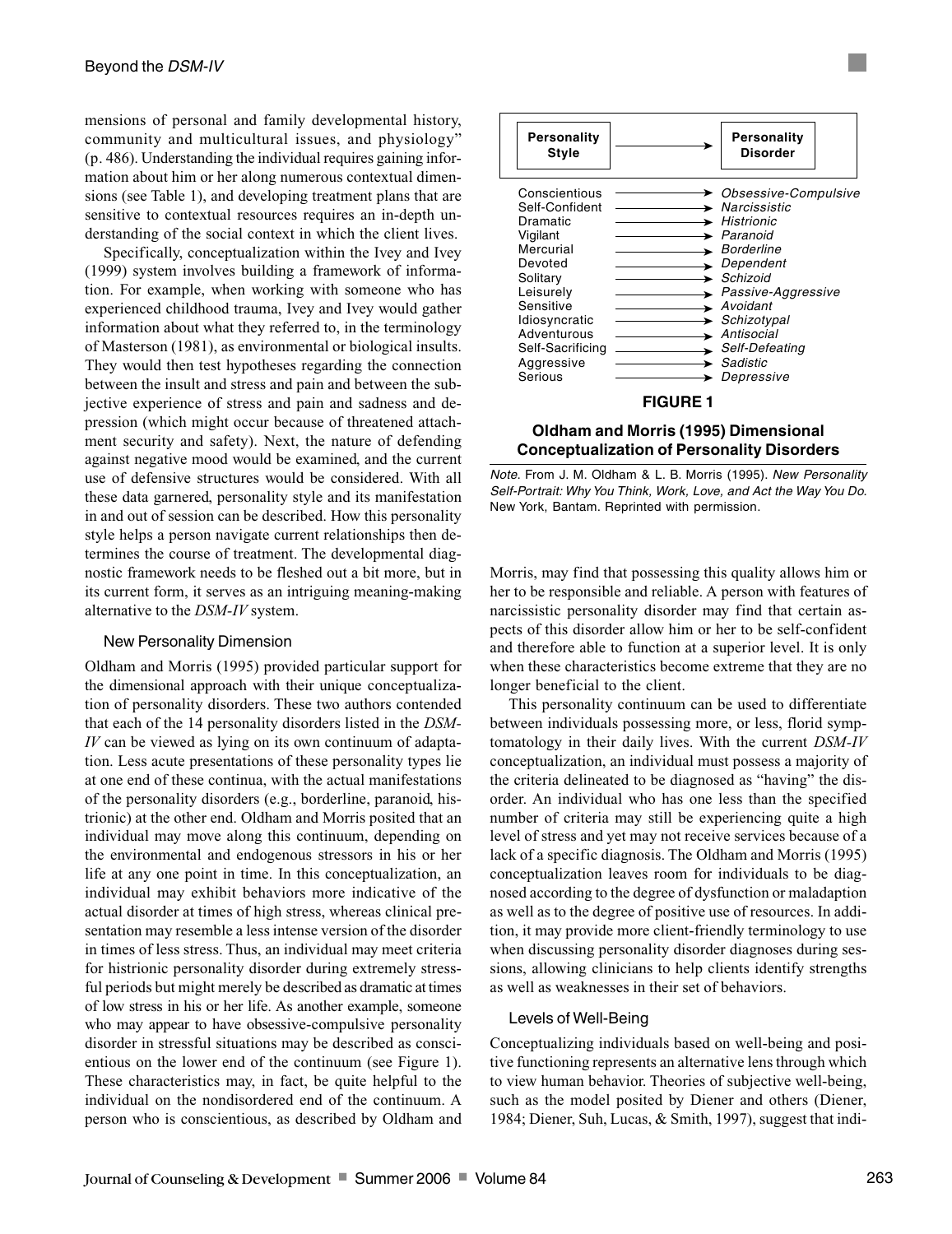mensions of personal and family developmental history, community and multicultural issues, and physiology" (p. 486). Understanding the individual requires gaining information about him or her along numerous contextual dimensions (see Table 1), and developing treatment plans that are sensitive to contextual resources requires an in-depth understanding of the social context in which the client lives.

Specifically, conceptualization within the Ivey and Ivey (1999) system involves building a framework of information. For example, when working with someone who has experienced childhood trauma, Ivey and Ivey would gather information about what they referred to, in the terminology of Masterson (1981), as environmental or biological insults. They would then test hypotheses regarding the connection between the insult and stress and pain and between the subjective experience of stress and pain and sadness and depression (which might occur because of threatened attachment security and safety). Next, the nature of defending against negative mood would be examined, and the current use of defensive structures would be considered. With all these data garnered, personality style and its manifestation in and out of session can be described. How this personality style helps a person navigate current relationships then determines the course of treatment. The developmental diagnostic framework needs to be fleshed out a bit more, but in its current form, it serves as an intriguing meaning-making alternative to the *DSM-IV* system.

### New Personality Dimension

Oldham and Morris (1995) provided particular support for the dimensional approach with their unique conceptualization of personality disorders. These two authors contended that each of the 14 personality disorders listed in the *DSM-IV* can be viewed as lying on its own continuum of adaptation. Less acute presentations of these personality types lie at one end of these continua, with the actual manifestations of the personality disorders (e.g., borderline, paranoid, histrionic) at the other end. Oldham and Morris posited that an individual may move along this continuum, depending on the environmental and endogenous stressors in his or her life at any one point in time. In this conceptualization, an individual may exhibit behaviors more indicative of the actual disorder at times of high stress, whereas clinical presentation may resemble a less intense version of the disorder in times of less stress. Thus, an individual may meet criteria for histrionic personality disorder during extremely stressful periods but might merely be described as dramatic at times of low stress in his or her life. As another example, someone who may appear to have obsessive-compulsive personality disorder in stressful situations may be described as conscientious on the lower end of the continuum (see Figure 1). These characteristics may, in fact, be quite helpful to the individual on the nondisordered end of the continuum. A person who is conscientious, as described by Oldham and Morris, may find that possessing this quality allows him or her to be responsible and reliable. A person with features of narcissistic personality disorder may find that certain aspects of this disorder allow him or her to be self-confident and therefore able to function at a superior level. It is only when these characteristics become extreme that they are no longer beneficial to the client.

| **Personality Style** | → | **Personality Disorder** |
|---|---|---|
| Conscientious | → | *Obsessive-Compulsive* |
| Self-Confident | → | *Narcissistic* |
| Dramatic | → | *Histrionic* |
| Vigilant | → | *Paranoid* |
| Mercurial | → | *Borderline* |
| Devoted | → | *Dependent* |
| Solitary | → | *Schizoid* |
| Leisurely | → | *Passive-Aggressive* |
| Sensitive | → | *Avoidant* |
| Idiosyncratic | → | *Schizotypal* |
| Adventurous | → | *Antisocial* |
| Self-Sacrificing | → | *Self-Defeating* |
| Aggressive | → | *Sadistic* |
| Serious | → | *Depressive* |

**FIGURE 1**

**Oldham and Morris (1995) Dimensional Conceptualization of Personality Disorders**

*Note.* From J. M. Oldham & L. B. Morris (1995). *New Personality Self-Portrait: Why You Think, Work, Love, and Act the Way You Do.* New York, Bantam. Reprinted with permission.

This personality continuum can be used to differentiate between individuals possessing more, or less, florid symptomatology in their daily lives. With the current *DSM-IV* conceptualization, an individual must possess a majority of the criteria delineated to be diagnosed as "having" the disorder. An individual who has one less than the specified number of criteria may still be experiencing quite a high level of stress and yet may not receive services because of a lack of a specific diagnosis. The Oldham and Morris (1995) conceptualization leaves room for individuals to be diagnosed according to the degree of dysfunction or maladaption as well as to the degree of positive use of resources. In addition, it may provide more client-friendly terminology to use when discussing personality disorder diagnoses during sessions, allowing clinicians to help clients identify strengths as well as weaknesses in their set of behaviors.

### Levels of Well-Being

Conceptualizing individuals based on well-being and positive functioning represents an alternative lens through which to view human behavior. Theories of subjective well-being, such as the model posited by Diener and others (Diener, 1984; Diener, Suh, Lucas, & Smith, 1997), suggest that indi-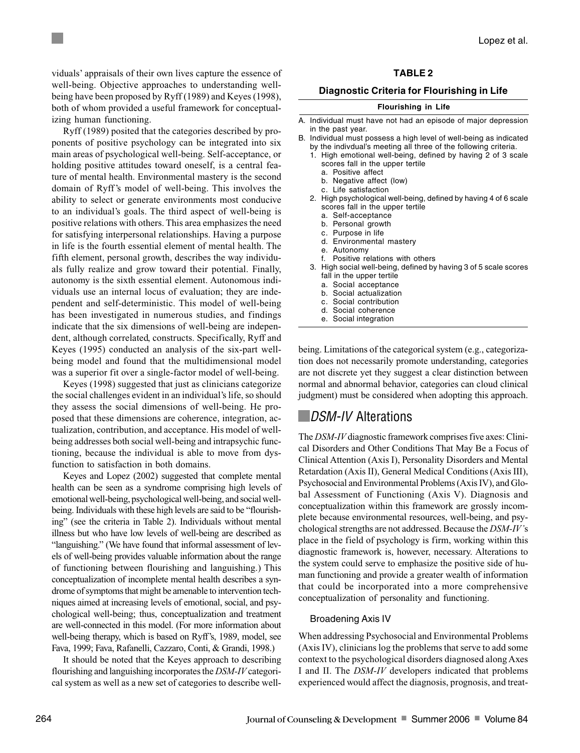viduals' appraisals of their own lives capture the essence of well-being. Objective approaches to understanding well-being have been proposed by Ryff (1989) and Keyes (1998), both of whom provided a useful framework for conceptualizing human functioning.

Ryff (1989) posited that the categories described by proponents of positive psychology can be integrated into six main areas of psychological well-being. Self-acceptance, or holding positive attitudes toward oneself, is a central feature of mental health. Environmental mastery is the second domain of Ryff's model of well-being. This involves the ability to select or generate environments most conducive to an individual's goals. The third aspect of well-being is positive relations with others. This area emphasizes the need for satisfying interpersonal relationships. Having a purpose in life is the fourth essential element of mental health. The fifth element, personal growth, describes the way individuals fully realize and grow toward their potential. Finally, autonomy is the sixth essential element. Autonomous individuals use an internal locus of evaluation; they are independent and self-deterministic. This model of well-being has been investigated in numerous studies, and findings indicate that the six dimensions of well-being are independent, although correlated, constructs. Specifically, Ryff and Keyes (1995) conducted an analysis of the six-part well-being model and found that the multidimensional model was a superior fit over a single-factor model of well-being.

Keyes (1998) suggested that just as clinicians categorize the social challenges evident in an individual's life, so should they assess the social dimensions of well-being. He proposed that these dimensions are coherence, integration, actualization, contribution, and acceptance. His model of well-being addresses both social well-being and intrapsychic functioning, because the individual is able to move from dysfunction to satisfaction in both domains.

Keyes and Lopez (2002) suggested that complete mental health can be seen as a syndrome comprising high levels of emotional well-being, psychological well-being, and social well-being. Individuals with these high levels are said to be "flourishing" (see the criteria in Table 2). Individuals without mental illness but who have low levels of well-being are described as "languishing." (We have found that informal assessment of levels of well-being provides valuable information about the range of functioning between flourishing and languishing.) This conceptualization of incomplete mental health describes a syndrome of symptoms that might be amenable to intervention techniques aimed at increasing levels of emotional, social, and psychological well-being; thus, conceptualization and treatment are well-connected in this model. (For more information about well-being therapy, which is based on Ryff's, 1989, model, see Fava, 1999; Fava, Rafanelli, Cazzaro, Conti, & Grandi, 1998.)

It should be noted that the Keyes approach to describing flourishing and languishing incorporates the *DSM-IV* categorical system as well as a new set of categories to describe well-being. Limitations of the categorical system (e.g., categorization does not necessarily promote understanding, categories are not discrete yet they suggest a clear distinction between normal and abnormal behavior, categories can cloud clinical judgment) must be considered when adopting this approach.

**TABLE 2**

**Diagnostic Criteria for Flourishing in Life**

**Flourishing in Life**

A. Individual must have not had an episode of major depression in the past year.
B. Individual must possess a high level of well-being as indicated by the indivdual's meeting all three of the following criteria.
   1. High emotional well-being, defined by having 2 of 3 scale scores fall in the upper tertile
      a. Positive affect
      b. Negative affect (low)
      c. Life satisfaction
   2. High psychological well-being, defined by having 4 of 6 scale scores fall in the upper tertile
      a. Self-acceptance
      b. Personal growth
      c. Purpose in life
      d. Environmental mastery
      e. Autonomy
      f. Positive relations with others
   3. High social well-being, defined by having 3 of 5 scale scores fall in the upper tertile
      a. Social acceptance
      b. Social actualization
      c. Social contribution
      d. Social coherence
      e. Social integration

## *DSM-IV* Alterations

The *DSM-IV* diagnostic framework comprises five axes: Clinical Disorders and Other Conditions That May Be a Focus of Clinical Attention (Axis I), Personality Disorders and Mental Retardation (Axis II), General Medical Conditions (Axis III), Psychosocial and Environmental Problems (Axis IV), and Global Assessment of Functioning (Axis V). Diagnosis and conceptualization within this framework are grossly incomplete because environmental resources, well-being, and psychological strengths are not addressed. Because the *DSM-IV*'s place in the field of psychology is firm, working within this diagnostic framework is, however, necessary. Alterations to the system could serve to emphasize the positive side of human functioning and provide a greater wealth of information that could be incorporated into a more comprehensive conceptualization of personality and functioning.

### Broadening Axis IV

When addressing Psychosocial and Environmental Problems (Axis IV), clinicians log the problems that serve to add some context to the psychological disorders diagnosed along Axes I and II. The *DSM-IV* developers indicated that problems experienced would affect the diagnosis, prognosis, and treat-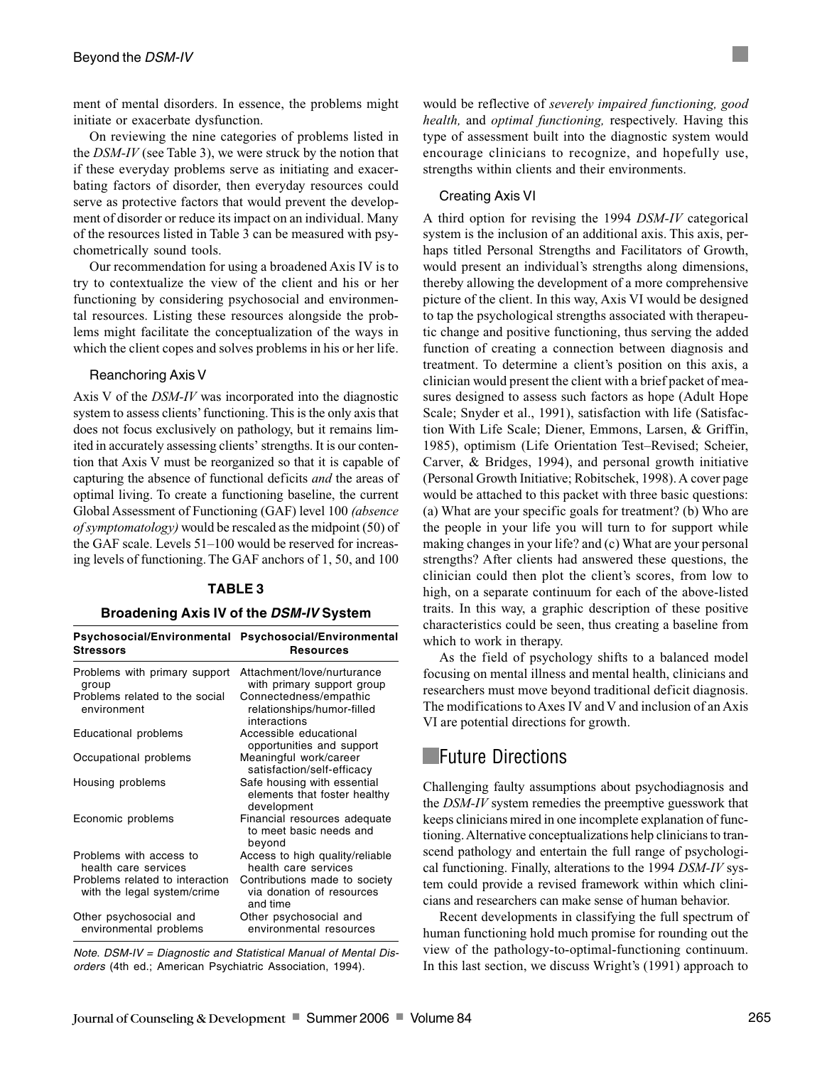ment of mental disorders. In essence, the problems might initiate or exacerbate dysfunction.

On reviewing the nine categories of problems listed in the *DSM-IV* (see Table 3), we were struck by the notion that if these everyday problems serve as initiating and exacerbating factors of disorder, then everyday resources could serve as protective factors that would prevent the development of disorder or reduce its impact on an individual. Many of the resources listed in Table 3 can be measured with psychometrically sound tools.

Our recommendation for using a broadened Axis IV is to try to contextualize the view of the client and his or her functioning by considering psychosocial and environmental resources. Listing these resources alongside the problems might facilitate the conceptualization of the ways in which the client copes and solves problems in his or her life.

### Reanchoring Axis V

Axis V of the *DSM-IV* was incorporated into the diagnostic system to assess clients' functioning. This is the only axis that does not focus exclusively on pathology, but it remains limited in accurately assessing clients' strengths. It is our contention that Axis V must be reorganized so that it is capable of capturing the absence of functional deficits *and* the areas of optimal living. To create a functioning baseline, the current Global Assessment of Functioning (GAF) level 100 *(absence of symptomatology)* would be rescaled as the midpoint (50) of the GAF scale. Levels 51–100 would be reserved for increasing levels of functioning. The GAF anchors of 1, 50, and 100 would be reflective of *severely impaired functioning, good health,* and *optimal functioning,* respectively. Having this type of assessment built into the diagnostic system would encourage clinicians to recognize, and hopefully use, strengths within clients and their environments.

**TABLE 3**

**Broadening Axis IV of the *DSM-IV* System**

| Psychosocial/Environmental Stressors | Psychosocial/Environmental Resources |
|---|---|
| Problems with primary support group | Attachment/love/nurturance with primary support group |
| Problems related to the social environment | Connectedness/empathic relationships/humor-filled interactions |
| Educational problems | Accessible educational opportunities and support |
| Occupational problems | Meaningful work/career satisfaction/self-efficacy |
| Housing problems | Safe housing with essential elements that foster healthy development |
| Economic problems | Financial resources adequate to meet basic needs and beyond |
| Problems with access to health care services | Access to high quality/reliable health care services |
| Problems related to interaction with the legal system/crime | Contributions made to society via donation of resources and time |
| Other psychosocial and environmental problems | Other psychosocial and environmental resources |

*Note.* DSM-IV = *Diagnostic and Statistical Manual of Mental Disorders* (4th ed.; American Psychiatric Association, 1994).

### Creating Axis VI

A third option for revising the 1994 *DSM-IV* categorical system is the inclusion of an additional axis. This axis, perhaps titled Personal Strengths and Facilitators of Growth, would present an individual's strengths along dimensions, thereby allowing the development of a more comprehensive picture of the client. In this way, Axis VI would be designed to tap the psychological strengths associated with therapeutic change and positive functioning, thus serving the added function of creating a connection between diagnosis and treatment. To determine a client's position on this axis, a clinician would present the client with a brief packet of measures designed to assess such factors as hope (Adult Hope Scale; Snyder et al., 1991), satisfaction with life (Satisfaction With Life Scale; Diener, Emmons, Larsen, & Griffin, 1985), optimism (Life Orientation Test–Revised; Scheier, Carver, & Bridges, 1994), and personal growth initiative (Personal Growth Initiative; Robitschek, 1998). A cover page would be attached to this packet with three basic questions: (a) What are your specific goals for treatment? (b) Who are the people in your life you will turn to for support while making changes in your life? and (c) What are your personal strengths? After clients had answered these questions, the clinician could then plot the client's scores, from low to high, on a separate continuum for each of the above-listed traits. In this way, a graphic description of these positive characteristics could be seen, thus creating a baseline from which to work in therapy.

As the field of psychology shifts to a balanced model focusing on mental illness and mental health, clinicians and researchers must move beyond traditional deficit diagnosis. The modifications to Axes IV and V and inclusion of an Axis VI are potential directions for growth.

## Future Directions

Challenging faulty assumptions about psychodiagnosis and the *DSM-IV* system remedies the preemptive guesswork that keeps clinicians mired in one incomplete explanation of functioning. Alternative conceptualizations help clinicians to transcend pathology and entertain the full range of psychological functioning. Finally, alterations to the 1994 *DSM-IV* system could provide a revised framework within which clinicians and researchers can make sense of human behavior.

Recent developments in classifying the full spectrum of human functioning hold much promise for rounding out the view of the pathology-to-optimal-functioning continuum. In this last section, we discuss Wright's (1991) approach to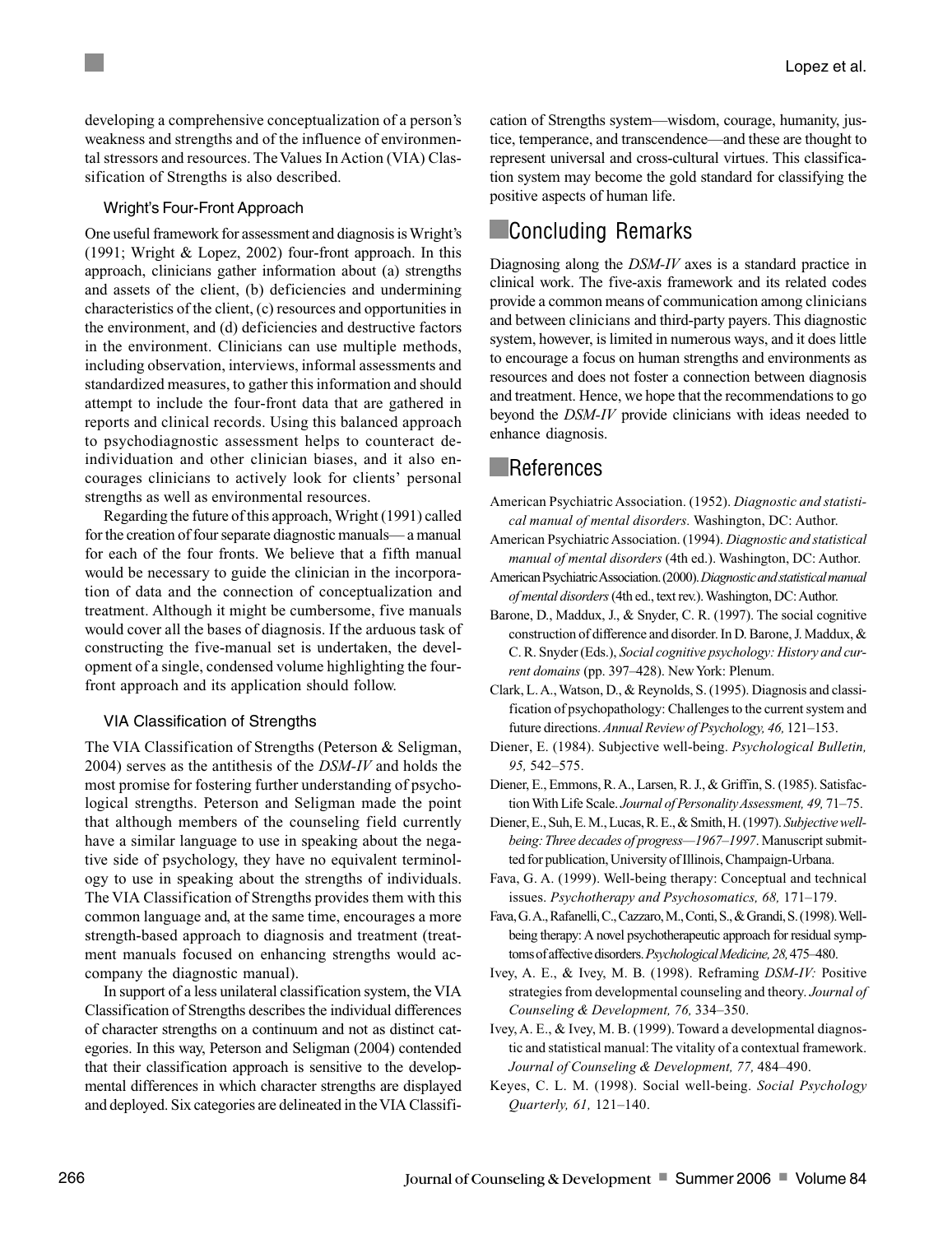developing a comprehensive conceptualization of a person's weakness and strengths and of the influence of environmental stressors and resources. The Values In Action (VIA) Classification of Strengths is also described.

### Wright's Four-Front Approach

One useful framework for assessment and diagnosis is Wright's (1991; Wright & Lopez, 2002) four-front approach. In this approach, clinicians gather information about (a) strengths and assets of the client, (b) deficiencies and undermining characteristics of the client, (c) resources and opportunities in the environment, and (d) deficiencies and destructive factors in the environment. Clinicians can use multiple methods, including observation, interviews, informal assessments and standardized measures, to gather this information and should attempt to include the four-front data that are gathered in reports and clinical records. Using this balanced approach to psychodiagnostic assessment helps to counteract deindividuation and other clinician biases, and it also encourages clinicians to actively look for clients' personal strengths as well as environmental resources.

Regarding the future of this approach, Wright (1991) called for the creation of four separate diagnostic manuals— a manual for each of the four fronts. We believe that a fifth manual would be necessary to guide the clinician in the incorporation of data and the connection of conceptualization and treatment. Although it might be cumbersome, five manuals would cover all the bases of diagnosis. If the arduous task of constructing the five-manual set is undertaken, the development of a single, condensed volume highlighting the four-front approach and its application should follow.

### VIA Classification of Strengths

The VIA Classification of Strengths (Peterson & Seligman, 2004) serves as the antithesis of the *DSM-IV* and holds the most promise for fostering further understanding of psychological strengths. Peterson and Seligman made the point that although members of the counseling field currently have a similar language to use in speaking about the negative side of psychology, they have no equivalent terminology to use in speaking about the strengths of individuals. The VIA Classification of Strengths provides them with this common language and, at the same time, encourages a more strength-based approach to diagnosis and treatment (treatment manuals focused on enhancing strengths would accompany the diagnostic manual).

In support of a less unilateral classification system, the VIA Classification of Strengths describes the individual differences of character strengths on a continuum and not as distinct categories. In this way, Peterson and Seligman (2004) contended that their classification approach is sensitive to the developmental differences in which character strengths are displayed and deployed. Six categories are delineated in the VIA Classification of Strengths system—wisdom, courage, humanity, justice, temperance, and transcendence—and these are thought to represent universal and cross-cultural virtues. This classification system may become the gold standard for classifying the positive aspects of human life.

## Concluding Remarks

Diagnosing along the *DSM-IV* axes is a standard practice in clinical work. The five-axis framework and its related codes provide a common means of communication among clinicians and between clinicians and third-party payers. This diagnostic system, however, is limited in numerous ways, and it does little to encourage a focus on human strengths and environments as resources and does not foster a connection between diagnosis and treatment. Hence, we hope that the recommendations to go beyond the *DSM-IV* provide clinicians with ideas needed to enhance diagnosis.

## References

American Psychiatric Association. (1952). *Diagnostic and statistical manual of mental disorders.* Washington, DC: Author.

American Psychiatric Association. (1994). *Diagnostic and statistical manual of mental disorders* (4th ed.). Washington, DC: Author.

American Psychiatric Association. (2000). *Diagnostic and statistical manual of mental disorders* (4th ed., text rev.). Washington, DC: Author.

Barone, D., Maddux, J., & Snyder, C. R. (1997). The social cognitive construction of difference and disorder. In D. Barone, J. Maddux, & C. R. Snyder (Eds.), *Social cognitive psychology: History and current domains* (pp. 397–428). New York: Plenum.

Clark, L. A., Watson, D., & Reynolds, S. (1995). Diagnosis and classification of psychopathology: Challenges to the current system and future directions. *Annual Review of Psychology, 46,* 121–153.

Diener, E. (1984). Subjective well-being. *Psychological Bulletin, 95,* 542–575.

Diener, E., Emmons, R. A., Larsen, R. J., & Griffin, S. (1985). Satisfaction With Life Scale. *Journal of Personality Assessment, 49,* 71–75.

Diener, E., Suh, E. M., Lucas, R. E., & Smith, H. (1997). *Subjective well-being: Three decades of progress—1967–1997*. Manuscript submitted for publication, University of Illinois, Champaign-Urbana.

Fava, G. A. (1999). Well-being therapy: Conceptual and technical issues. *Psychotherapy and Psychosomatics, 68,* 171–179.

Fava, G. A., Rafanelli, C., Cazzaro, M., Conti, S., & Grandi, S. (1998). Well-being therapy: A novel psychotherapeutic approach for residual symptoms of affective disorders. *Psychological Medicine, 28,* 475–480.

Ivey, A. E., & Ivey, M. B. (1998). Reframing *DSM-IV:* Positive strategies from developmental counseling and theory. *Journal of Counseling & Development, 76,* 334–350.

Ivey, A. E., & Ivey, M. B. (1999). Toward a developmental diagnostic and statistical manual: The vitality of a contextual framework. *Journal of Counseling & Development, 77,* 484–490.

Keyes, C. L. M. (1998). Social well-being. *Social Psychology Quarterly, 61,* 121–140.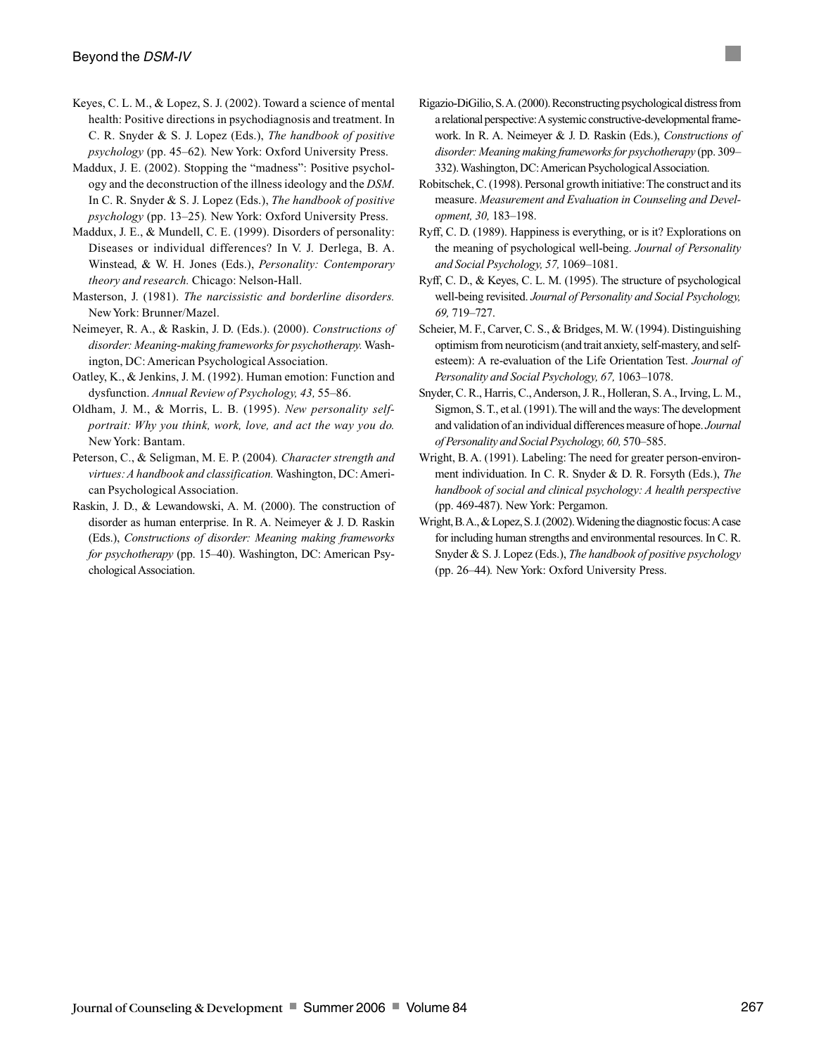Keyes, C. L. M., & Lopez, S. J. (2002). Toward a science of mental health: Positive directions in psychodiagnosis and treatment. In C. R. Snyder & S. J. Lopez (Eds.), *The handbook of positive psychology* (pp. 45–62)*.* New York: Oxford University Press.

Maddux, J. E. (2002). Stopping the "madness": Positive psychology and the deconstruction of the illness ideology and the *DSM*. In C. R. Snyder & S. J. Lopez (Eds.), *The handbook of positive psychology* (pp. 13–25)*.* New York: Oxford University Press.

Maddux, J. E., & Mundell, C. E. (1999). Disorders of personality: Diseases or individual differences? In V. J. Derlega, B. A. Winstead, & W. H. Jones (Eds.), *Personality: Contemporary theory and research.* Chicago: Nelson-Hall.

Masterson, J. (1981). *The narcissistic and borderline disorders.* New York: Brunner/Mazel.

Neimeyer, R. A., & Raskin, J. D. (Eds.). (2000). *Constructions of disorder: Meaning-making frameworks for psychotherapy.* Washington, DC: American Psychological Association.

Oatley, K., & Jenkins, J. M. (1992). Human emotion: Function and dysfunction. *Annual Review of Psychology, 43,* 55–86.

Oldham, J. M., & Morris, L. B. (1995). *New personality self-portrait: Why you think, work, love, and act the way you do.* New York: Bantam.

Peterson, C., & Seligman, M. E. P. (2004). *Character strength and virtues: A handbook and classification.* Washington, DC: American Psychological Association.

Raskin, J. D., & Lewandowski, A. M. (2000). The construction of disorder as human enterprise. In R. A. Neimeyer & J. D. Raskin (Eds.), *Constructions of disorder: Meaning making frameworks for psychotherapy* (pp. 15–40). Washington, DC: American Psychological Association.

Rigazio-DiGilio, S. A. (2000). Reconstructing psychological distress from a relational perspective: A systemic constructive-developmental framework. In R. A. Neimeyer & J. D. Raskin (Eds.), *Constructions of disorder: Meaning making frameworks for psychotherapy* (pp. 309–332). Washington, DC: American Psychological Association.

Robitschek, C. (1998). Personal growth initiative: The construct and its measure. *Measurement and Evaluation in Counseling and Development, 30,* 183–198.

Ryff, C. D. (1989). Happiness is everything, or is it? Explorations on the meaning of psychological well-being. *Journal of Personality and Social Psychology, 57,* 1069–1081.

Ryff, C. D., & Keyes, C. L. M. (1995). The structure of psychological well-being revisited. *Journal of Personality and Social Psychology, 69,* 719–727.

Scheier, M. F., Carver, C. S., & Bridges, M. W. (1994). Distinguishing optimism from neuroticism (and trait anxiety, self-mastery, and self-esteem): A re-evaluation of the Life Orientation Test. *Journal of Personality and Social Psychology, 67,* 1063–1078.

Snyder, C. R., Harris, C., Anderson, J. R., Holleran, S. A., Irving, L. M., Sigmon, S. T., et al. (1991). The will and the ways: The development and validation of an individual differences measure of hope. *Journal of Personality and Social Psychology, 60,* 570–585.

Wright, B. A. (1991). Labeling: The need for greater person-environment individuation. In C. R. Snyder & D. R. Forsyth (Eds.), *The handbook of social and clinical psychology: A health perspective* (pp. 469-487). New York: Pergamon.

Wright, B. A., & Lopez, S. J. (2002). Widening the diagnostic focus: A case for including human strengths and environmental resources. In C. R. Snyder & S. J. Lopez (Eds.), *The handbook of positive psychology* (pp. 26–44)*.* New York: Oxford University Press.